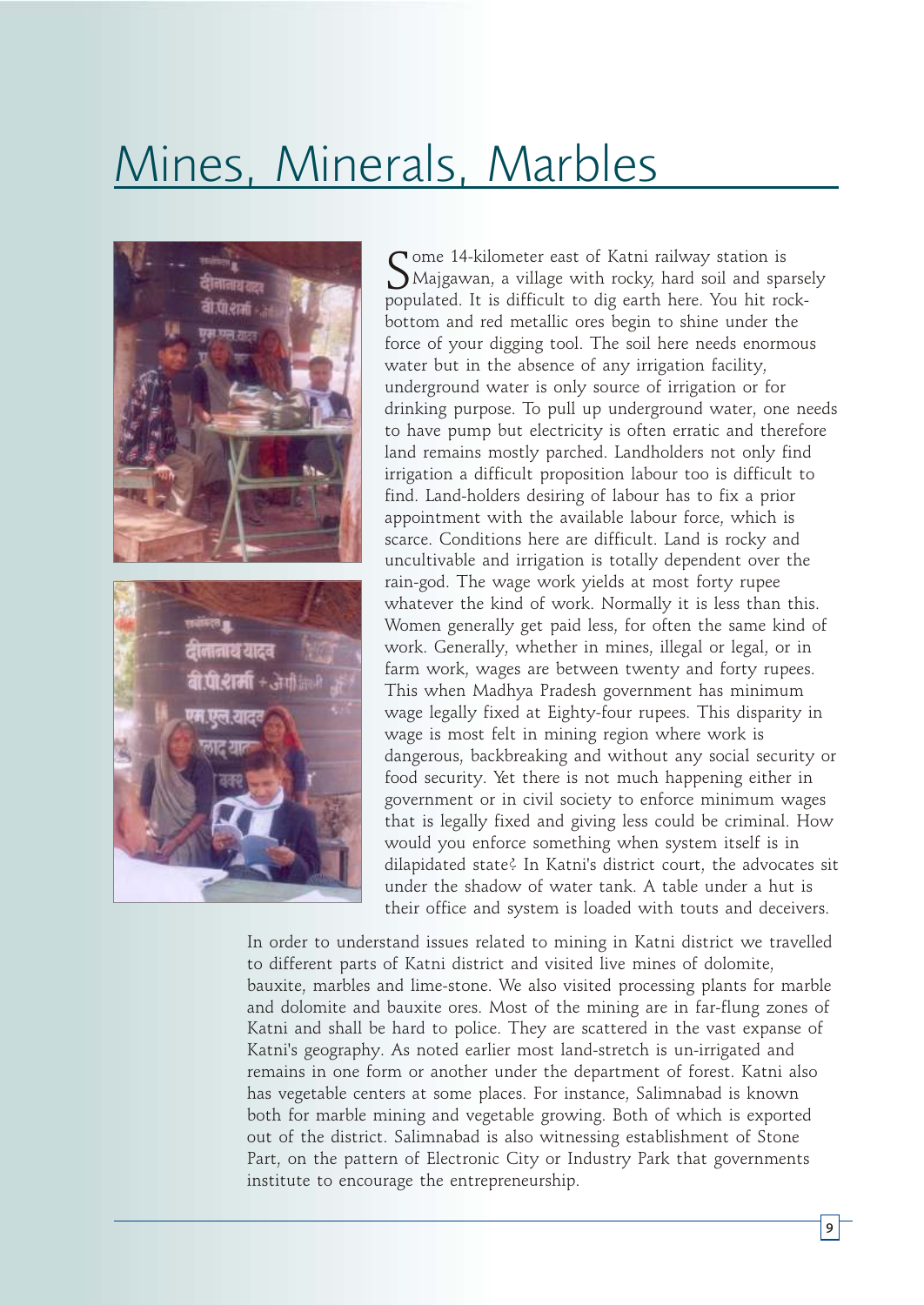# Mines, Minerals, Marbles

Some 14-kilometer east of Katni railway station is Majgawan, a village with rocky, hard soil and sparsely populated. It is difficult to dig earth here. You hit rock-bottom and red metallic ores begin to shine under the force of your digging tool. The soil here needs enormous water but in the absence of any irrigation facility, underground water is only source of irrigation or for drinking purpose. To pull up underground water, one needs to have pump but electricity is often erratic and therefore land remains mostly parched. Landholders not only find irrigation a difficult proposition labour too is difficult to find. Land-holders desiring of labour has to fix a prior appointment with the available labour force, which is scarce. Conditions here are difficult. Land is rocky and uncultivable and irrigation is totally dependent over the rain-god. The wage work yields at most forty rupee whatever the kind of work. Normally it is less than this. Women generally get paid less, for often the same kind of work. Generally, whether in mines, illegal or legal, or in farm work, wages are between twenty and forty rupees. This when Madhya Pradesh government has minimum wage legally fixed at Eighty-four rupees. This disparity in wage is most felt in mining region where work is dangerous, backbreaking and without any social security or food security. Yet there is not much happening either in government or in civil society to enforce minimum wages that is legally fixed and giving less could be criminal. How would you enforce something when system itself is in dilapidated state? In Katni's district court, the advocates sit under the shadow of water tank. A table under a hut is their office and system is loaded with touts and deceivers.

In order to understand issues related to mining in Katni district we travelled to different parts of Katni district and visited live mines of dolomite, bauxite, marbles and lime-stone. We also visited processing plants for marble and dolomite and bauxite ores. Most of the mining are in far-flung zones of Katni and shall be hard to police. They are scattered in the vast expanse of Katni's geography. As noted earlier most land-stretch is un-irrigated and remains in one form or another under the department of forest. Katni also has vegetable centers at some places. For instance, Salimnabad is known both for marble mining and vegetable growing. Both of which is exported out of the district. Salimnabad is also witnessing establishment of Stone Part, on the pattern of Electronic City or Industry Park that governments institute to encourage the entrepreneurship.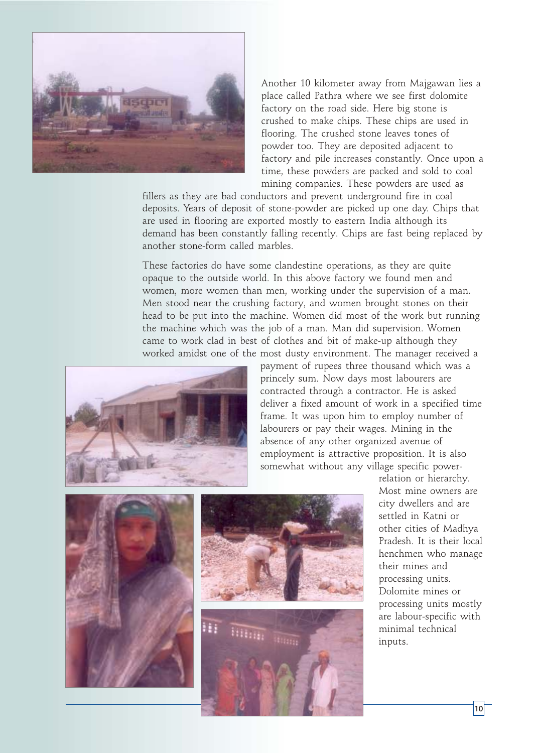Another 10 kilometer away from Majgawan lies a place called Pathra where we see first dolomite factory on the road side. Here big stone is crushed to make chips. These chips are used in flooring. The crushed stone leaves tones of powder too. They are deposited adjacent to factory and pile increases constantly. Once upon a time, these powders are packed and sold to coal mining companies. These powders are used as fillers as they are bad conductors and prevent underground fire in coal deposits. Years of deposit of stone-powder are picked up one day. Chips that are used in flooring are exported mostly to eastern India although its demand has been constantly falling recently. Chips are fast being replaced by another stone-form called marbles.

These factories do have some clandestine operations, as they are quite opaque to the outside world. In this above factory we found men and women, more women than men, working under the supervision of a man. Men stood near the crushing factory, and women brought stones on their head to be put into the machine. Women did most of the work but running the machine which was the job of a man. Man did supervision. Women came to work clad in best of clothes and bit of make-up although they worked amidst one of the most dusty environment. The manager received a payment of rupees three thousand which was a princely sum. Now days most labourers are contracted through a contractor. He is asked deliver a fixed amount of work in a specified time frame. It was upon him to employ number of labourers or pay their wages. Mining in the absence of any other organized avenue of employment is attractive proposition. It is also somewhat without any village specific power-relation or hierarchy. Most mine owners are city dwellers and are settled in Katni or other cities of Madhya Pradesh. It is their local henchmen who manage their mines and processing units. Dolomite mines or processing units mostly are labour-specific with minimal technical inputs.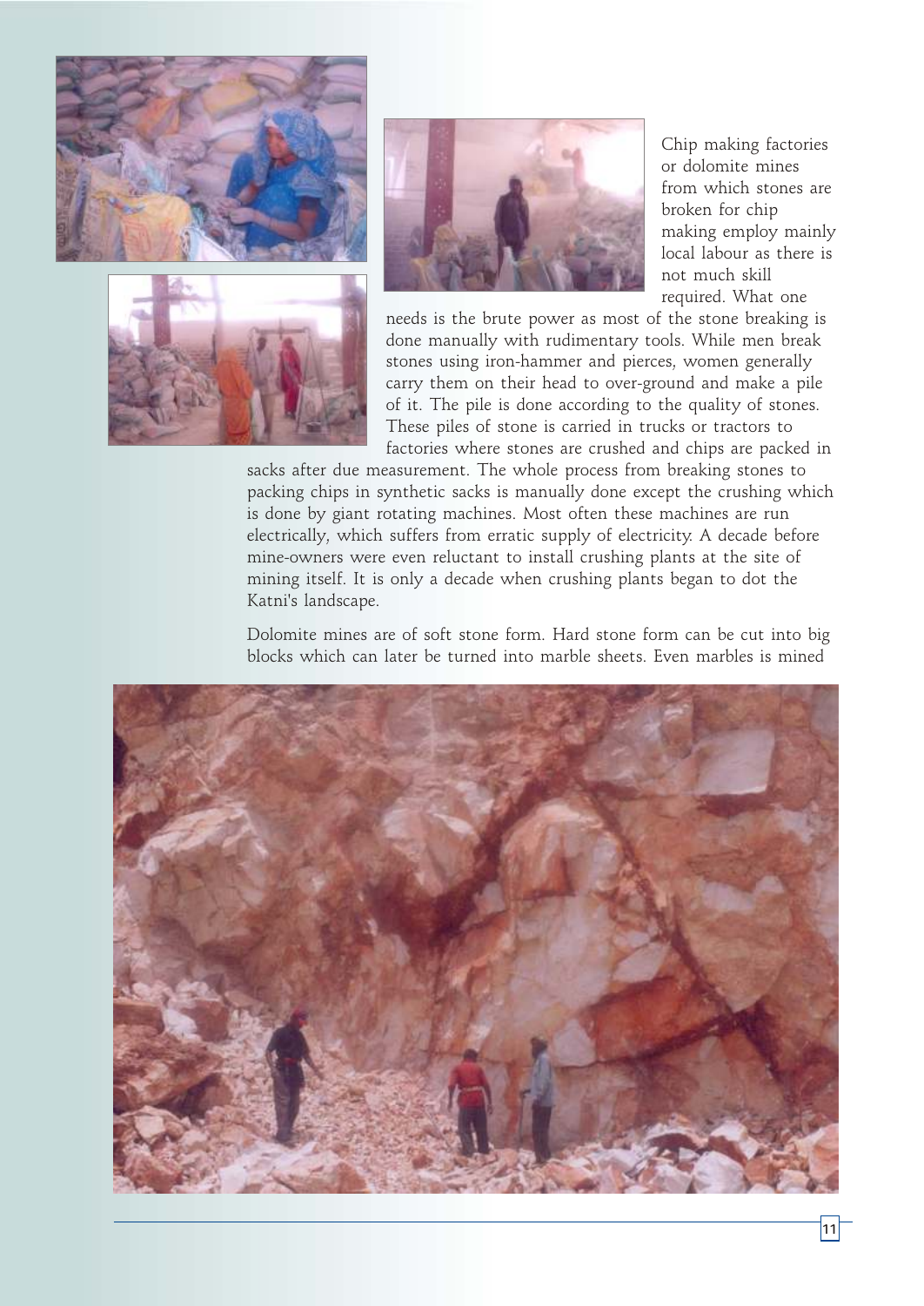Chip making factories or dolomite mines from which stones are broken for chip making employ mainly local labour as there is not much skill required. What one needs is the brute power as most of the stone breaking is done manually with rudimentary tools. While men break stones using iron-hammer and pierces, women generally carry them on their head to over-ground and make a pile of it. The pile is done according to the quality of stones. These piles of stone is carried in trucks or tractors to factories where stones are crushed and chips are packed in sacks after due measurement. The whole process from breaking stones to packing chips in synthetic sacks is manually done except the crushing which is done by giant rotating machines. Most often these machines are run electrically, which suffers from erratic supply of electricity. A decade before mine-owners were even reluctant to install crushing plants at the site of mining itself. It is only a decade when crushing plants began to dot the Katni's landscape.

Dolomite mines are of soft stone form. Hard stone form can be cut into big blocks which can later be turned into marble sheets. Even marbles is mined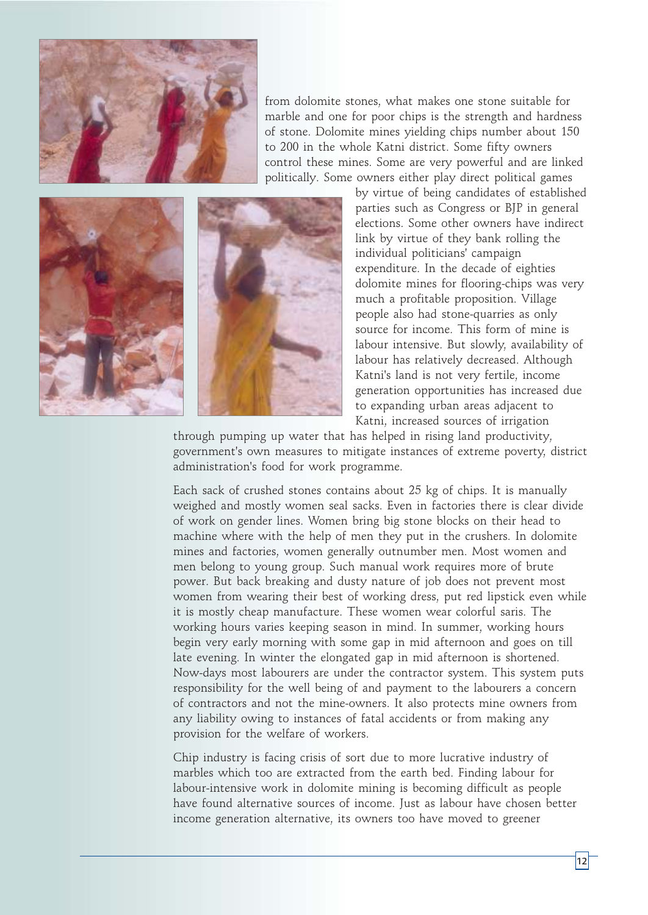from dolomite stones, what makes one stone suitable for marble and one for poor chips is the strength and hardness of stone. Dolomite mines yielding chips number about 150 to 200 in the whole Katni district. Some fifty owners control these mines. Some are very powerful and are linked politically. Some owners either play direct political games by virtue of being candidates of established parties such as Congress or BJP in general elections. Some other owners have indirect link by virtue of they bank rolling the individual politicians' campaign expenditure. In the decade of eighties dolomite mines for flooring-chips was very much a profitable proposition. Village people also had stone-quarries as only source for income. This form of mine is labour intensive. But slowly, availability of labour has relatively decreased. Although Katni's land is not very fertile, income generation opportunities has increased due to expanding urban areas adjacent to Katni, increased sources of irrigation through pumping up water that has helped in rising land productivity, government's own measures to mitigate instances of extreme poverty, district administration's food for work programme.

Each sack of crushed stones contains about 25 kg of chips. It is manually weighed and mostly women seal sacks. Even in factories there is clear divide of work on gender lines. Women bring big stone blocks on their head to machine where with the help of men they put in the crushers. In dolomite mines and factories, women generally outnumber men. Most women and men belong to young group. Such manual work requires more of brute power. But back breaking and dusty nature of job does not prevent most women from wearing their best of working dress, put red lipstick even while it is mostly cheap manufacture. These women wear colorful saris. The working hours varies keeping season in mind. In summer, working hours begin very early morning with some gap in mid afternoon and goes on till late evening. In winter the elongated gap in mid afternoon is shortened. Now-days most labourers are under the contractor system. This system puts responsibility for the well being of and payment to the labourers a concern of contractors and not the mine-owners. It also protects mine owners from any liability owing to instances of fatal accidents or from making any provision for the welfare of workers.

Chip industry is facing crisis of sort due to more lucrative industry of marbles which too are extracted from the earth bed. Finding labour for labour-intensive work in dolomite mining is becoming difficult as people have found alternative sources of income. Just as labour have chosen better income generation alternative, its owners too have moved to greener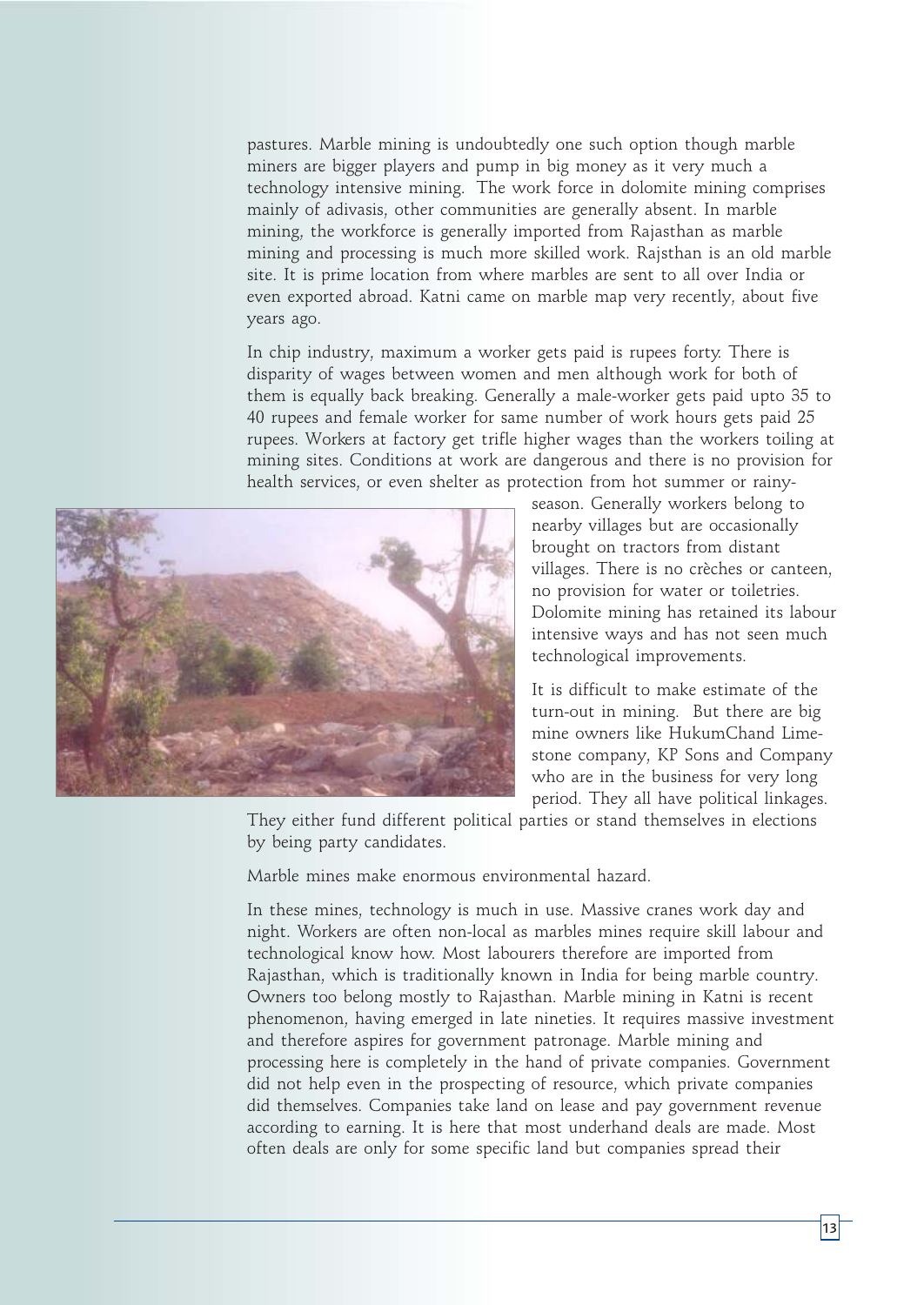pastures. Marble mining is undoubtedly one such option though marble miners are bigger players and pump in big money as it very much a technology intensive mining. The work force in dolomite mining comprises mainly of adivasis, other communities are generally absent. In marble mining, the workforce is generally imported from Rajasthan as marble mining and processing is much more skilled work. Rajsthan is an old marble site. It is prime location from where marbles are sent to all over India or even exported abroad. Katni came on marble map very recently, about five years ago.

In chip industry, maximum a worker gets paid is rupees forty. There is disparity of wages between women and men although work for both of them is equally back breaking. Generally a male-worker gets paid upto 35 to 40 rupees and female worker for same number of work hours gets paid 25 rupees. Workers at factory get trifle higher wages than the workers toiling at mining sites. Conditions at work are dangerous and there is no provision for health services, or even shelter as protection from hot summer or rainy-season. Generally workers belong to nearby villages but are occasionally brought on tractors from distant villages. There is no crèches or canteen, no provision for water or toiletries. Dolomite mining has retained its labour intensive ways and has not seen much technological improvements.

It is difficult to make estimate of the turn-out in mining. But there are big mine owners like HukumChand Limestone company, KP Sons and Company who are in the business for very long period. They all have political linkages. They either fund different political parties or stand themselves in elections by being party candidates.

Marble mines make enormous environmental hazard.

In these mines, technology is much in use. Massive cranes work day and night. Workers are often non-local as marbles mines require skill labour and technological know how. Most labourers therefore are imported from Rajasthan, which is traditionally known in India for being marble country. Owners too belong mostly to Rajasthan. Marble mining in Katni is recent phenomenon, having emerged in late nineties. It requires massive investment and therefore aspires for government patronage. Marble mining and processing here is completely in the hand of private companies. Government did not help even in the prospecting of resource, which private companies did themselves. Companies take land on lease and pay government revenue according to earning. It is here that most underhand deals are made. Most often deals are only for some specific land but companies spread their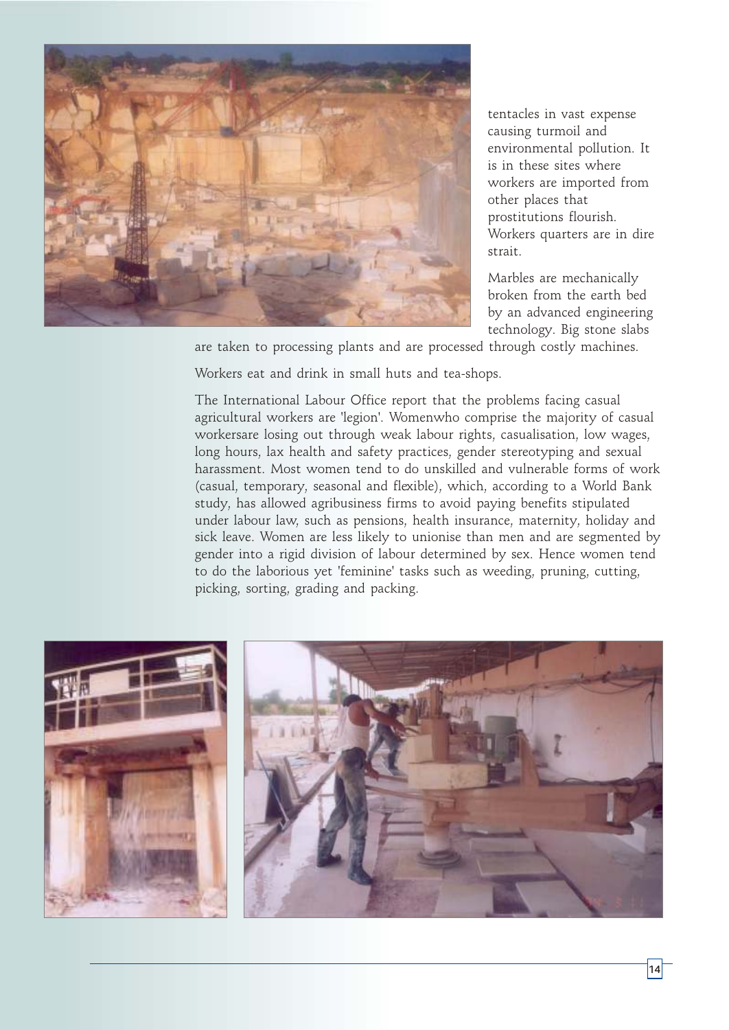tentacles in vast expense causing turmoil and environmental pollution. It is in these sites where workers are imported from other places that prostitutions flourish. Workers quarters are in dire strait.

Marbles are mechanically broken from the earth bed by an advanced engineering technology. Big stone slabs are taken to processing plants and are processed through costly machines.

Workers eat and drink in small huts and tea-shops.

The International Labour Office report that the problems facing casual agricultural workers are 'legion'. Womenwho comprise the majority of casual workersare losing out through weak labour rights, casualisation, low wages, long hours, lax health and safety practices, gender stereotyping and sexual harassment. Most women tend to do unskilled and vulnerable forms of work (casual, temporary, seasonal and flexible), which, according to a World Bank study, has allowed agribusiness firms to avoid paying benefits stipulated under labour law, such as pensions, health insurance, maternity, holiday and sick leave. Women are less likely to unionise than men and are segmented by gender into a rigid division of labour determined by sex. Hence women tend to do the laborious yet 'feminine' tasks such as weeding, pruning, cutting, picking, sorting, grading and packing.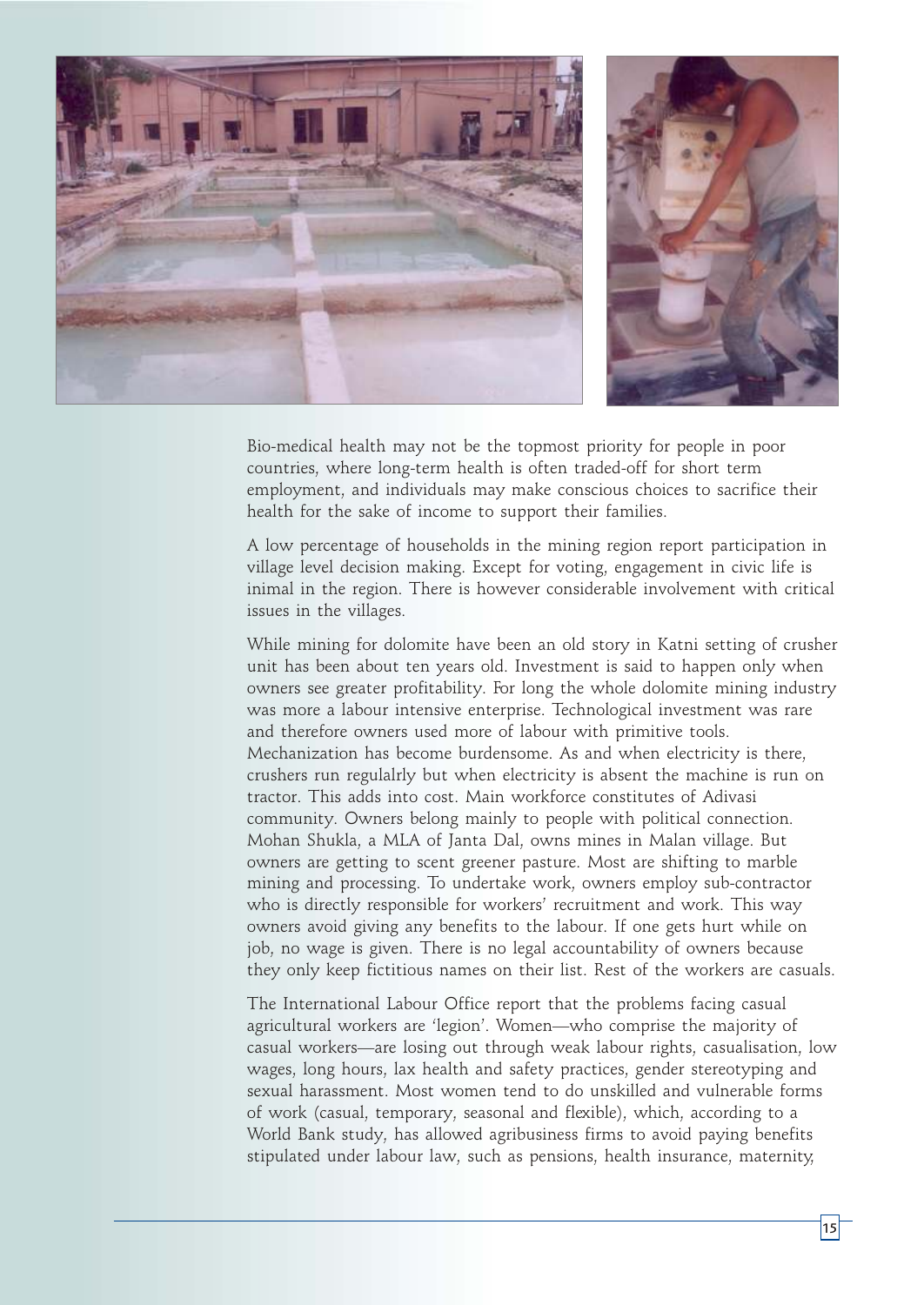Bio-medical health may not be the topmost priority for people in poor countries, where long-term health is often traded-off for short term employment, and individuals may make conscious choices to sacrifice their health for the sake of income to support their families.

A low percentage of households in the mining region report participation in village level decision making. Except for voting, engagement in civic life is inimal in the region. There is however considerable involvement with critical issues in the villages.

While mining for dolomite have been an old story in Katni setting of crusher unit has been about ten years old. Investment is said to happen only when owners see greater profitability. For long the whole dolomite mining industry was more a labour intensive enterprise. Technological investment was rare and therefore owners used more of labour with primitive tools. Mechanization has become burdensome. As and when electricity is there, crushers run regulalrly but when electricity is absent the machine is run on tractor. This adds into cost. Main workforce constitutes of Adivasi community. Owners belong mainly to people with political connection. Mohan Shukla, a MLA of Janta Dal, owns mines in Malan village. But owners are getting to scent greener pasture. Most are shifting to marble mining and processing. To undertake work, owners employ sub-contractor who is directly responsible for workers' recruitment and work. This way owners avoid giving any benefits to the labour. If one gets hurt while on job, no wage is given. There is no legal accountability of owners because they only keep fictitious names on their list. Rest of the workers are casuals.

The International Labour Office report that the problems facing casual agricultural workers are 'legion'. Women—who comprise the majority of casual workers—are losing out through weak labour rights, casualisation, low wages, long hours, lax health and safety practices, gender stereotyping and sexual harassment. Most women tend to do unskilled and vulnerable forms of work (casual, temporary, seasonal and flexible), which, according to a World Bank study, has allowed agribusiness firms to avoid paying benefits stipulated under labour law, such as pensions, health insurance, maternity,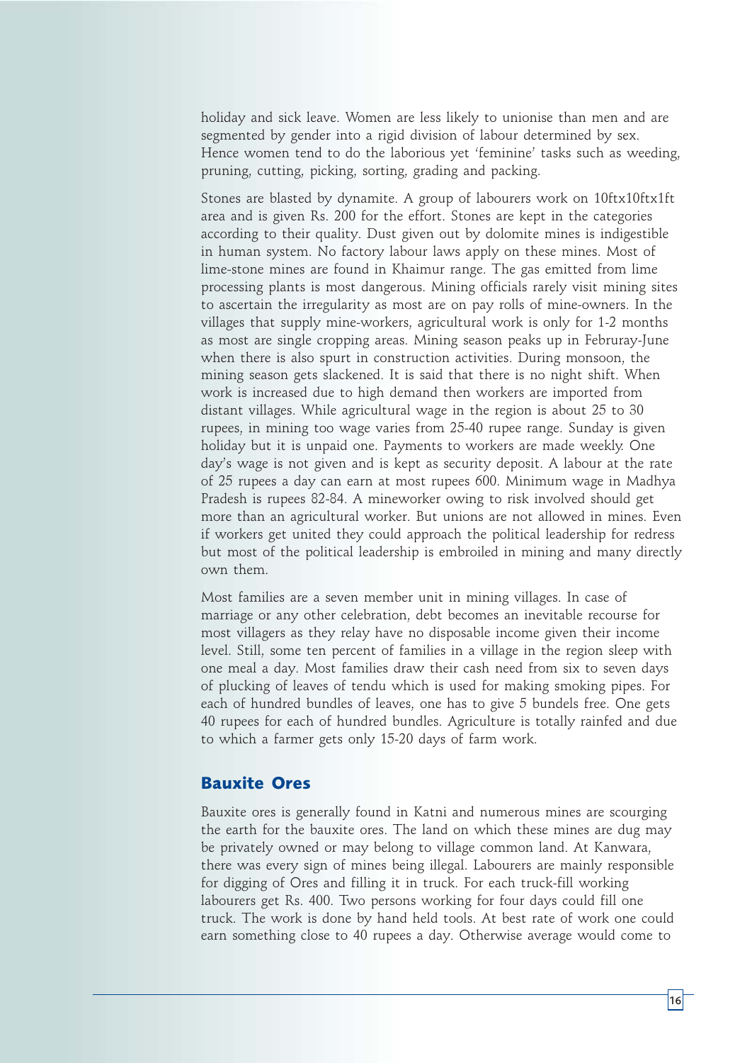holiday and sick leave. Women are less likely to unionise than men and are segmented by gender into a rigid division of labour determined by sex. Hence women tend to do the laborious yet 'feminine' tasks such as weeding, pruning, cutting, picking, sorting, grading and packing.

Stones are blasted by dynamite. A group of labourers work on 10ftx10ftx1ft area and is given Rs. 200 for the effort. Stones are kept in the categories according to their quality. Dust given out by dolomite mines is indigestible in human system. No factory labour laws apply on these mines. Most of lime-stone mines are found in Khaimur range. The gas emitted from lime processing plants is most dangerous. Mining officials rarely visit mining sites to ascertain the irregularity as most are on pay rolls of mine-owners. In the villages that supply mine-workers, agricultural work is only for 1-2 months as most are single cropping areas. Mining season peaks up in Februray-June when there is also spurt in construction activities. During monsoon, the mining season gets slackened. It is said that there is no night shift. When work is increased due to high demand then workers are imported from distant villages. While agricultural wage in the region is about 25 to 30 rupees, in mining too wage varies from 25-40 rupee range. Sunday is given holiday but it is unpaid one. Payments to workers are made weekly. One day's wage is not given and is kept as security deposit. A labour at the rate of 25 rupees a day can earn at most rupees 600. Minimum wage in Madhya Pradesh is rupees 82-84. A mineworker owing to risk involved should get more than an agricultural worker. But unions are not allowed in mines. Even if workers get united they could approach the political leadership for redress but most of the political leadership is embroiled in mining and many directly own them.

Most families are a seven member unit in mining villages. In case of marriage or any other celebration, debt becomes an inevitable recourse for most villagers as they relay have no disposable income given their income level. Still, some ten percent of families in a village in the region sleep with one meal a day. Most families draw their cash need from six to seven days of plucking of leaves of tendu which is used for making smoking pipes. For each of hundred bundles of leaves, one has to give 5 bundels free. One gets 40 rupees for each of hundred bundles. Agriculture is totally rainfed and due to which a farmer gets only 15-20 days of farm work.

## Bauxite Ores

Bauxite ores is generally found in Katni and numerous mines are scourging the earth for the bauxite ores. The land on which these mines are dug may be privately owned or may belong to village common land. At Kanwara, there was every sign of mines being illegal. Labourers are mainly responsible for digging of Ores and filling it in truck. For each truck-fill working labourers get Rs. 400. Two persons working for four days could fill one truck. The work is done by hand held tools. At best rate of work one could earn something close to 40 rupees a day. Otherwise average would come to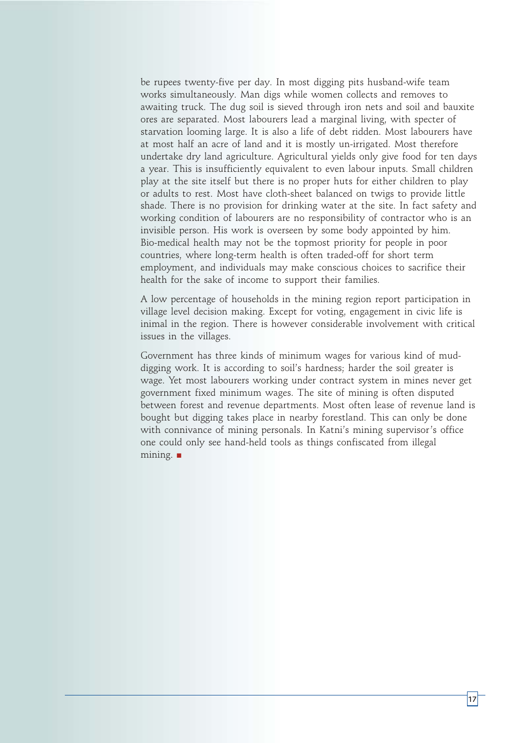be rupees twenty-five per day. In most digging pits husband-wife team works simultaneously. Man digs while women collects and removes to awaiting truck. The dug soil is sieved through iron nets and soil and bauxite ores are separated. Most labourers lead a marginal living, with specter of starvation looming large. It is also a life of debt ridden. Most labourers have at most half an acre of land and it is mostly un-irrigated. Most therefore undertake dry land agriculture. Agricultural yields only give food for ten days a year. This is insufficiently equivalent to even labour inputs. Small children play at the site itself but there is no proper huts for either children to play or adults to rest. Most have cloth-sheet balanced on twigs to provide little shade. There is no provision for drinking water at the site. In fact safety and working condition of labourers are no responsibility of contractor who is an invisible person. His work is overseen by some body appointed by him. Bio-medical health may not be the topmost priority for people in poor countries, where long-term health is often traded-off for short term employment, and individuals may make conscious choices to sacrifice their health for the sake of income to support their families.

A low percentage of households in the mining region report participation in village level decision making. Except for voting, engagement in civic life is inimal in the region. There is however considerable involvement with critical issues in the villages.

Government has three kinds of minimum wages for various kind of mud-digging work. It is according to soil's hardness; harder the soil greater is wage. Yet most labourers working under contract system in mines never get government fixed minimum wages. The site of mining is often disputed between forest and revenue departments. Most often lease of revenue land is bought but digging takes place in nearby forestland. This can only be done with connivance of mining personals. In Katni's mining supervisor's office one could only see hand-held tools as things confiscated from illegal mining. ■